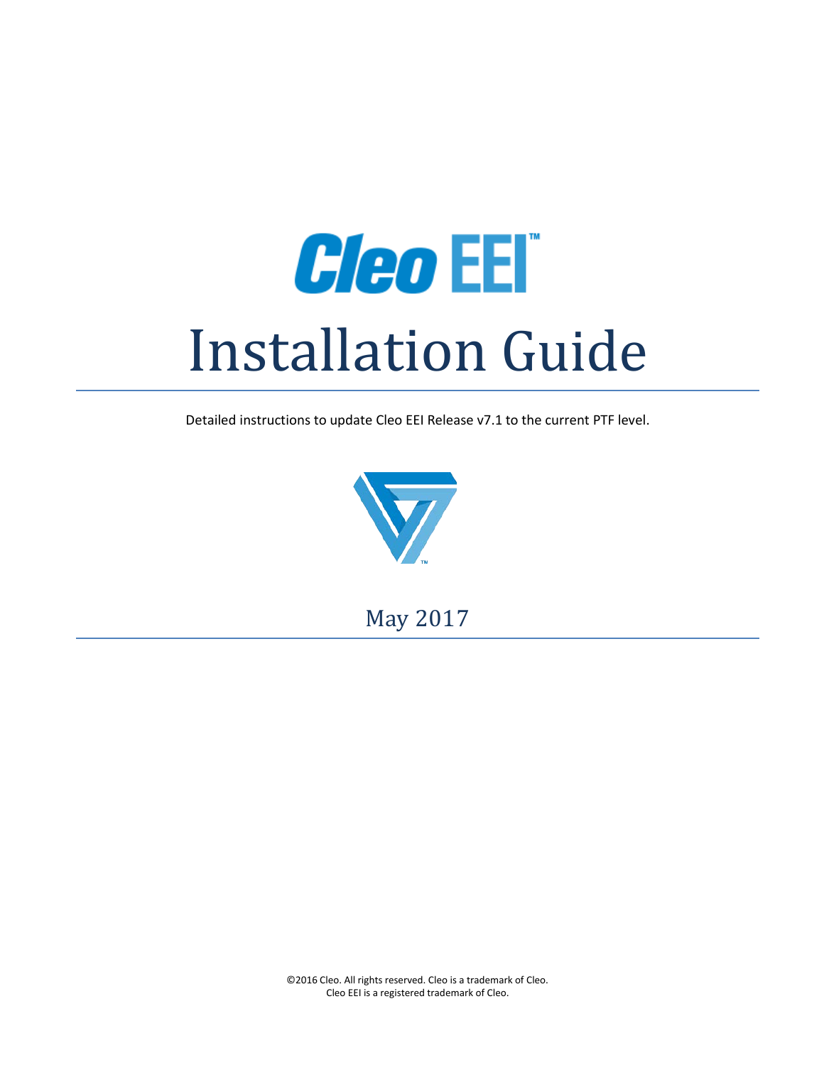# Cleo EEI™

# Installation Guide

Detailed instructions to update Cleo EEI Release v7.1 to the current PTF level.

May 2017

©2016 Cleo. All rights reserved. Cleo is a trademark of Cleo.
Cleo EEI is a registered trademark of Cleo.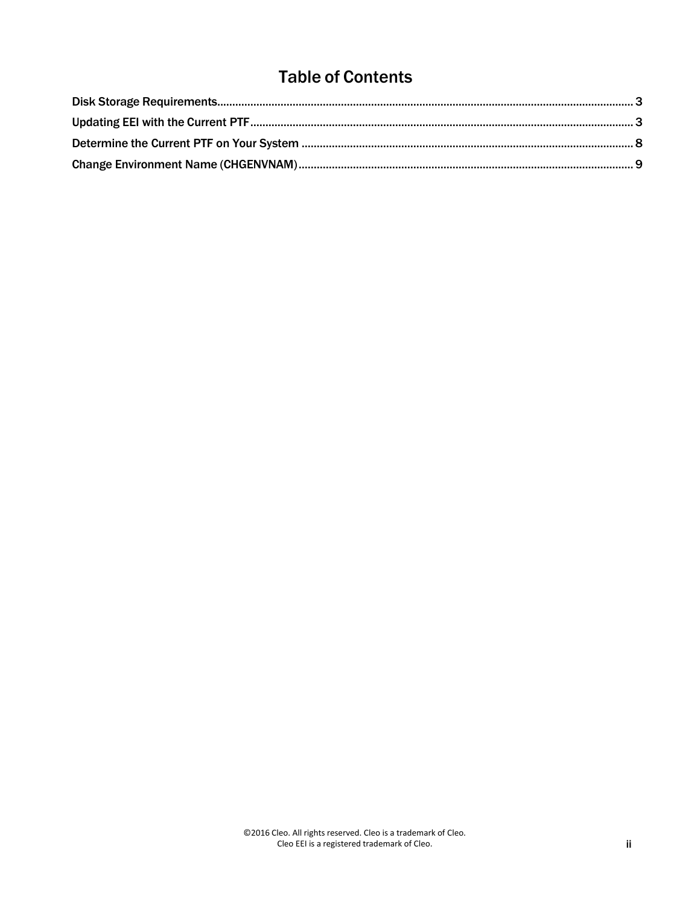# Table of Contents

Disk Storage Requirements........................................................................................................................ 3

Updating EEI with the Current PTF.............................................................................................................. 3

Determine the Current PTF on Your System ............................................................................................ 8

Change Environment Name (CHGENVNAM).............................................................................................. 9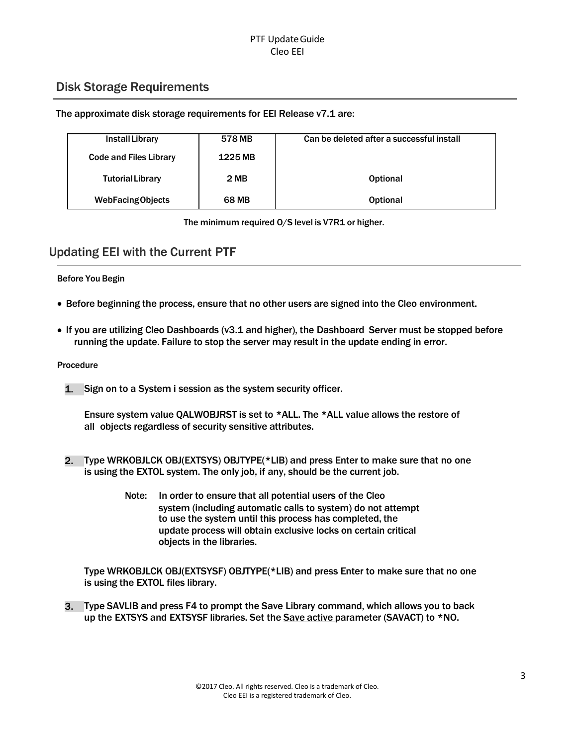## Disk Storage Requirements

The approximate disk storage requirements for EEI Release v7.1 are:

| Install Library | 578 MB | Can be deleted after a successful install |
|---|---|---|
| Code and Files Library | 1225 MB | |
| Tutorial Library | 2 MB | Optional |
| WebFacing Objects | 68 MB | Optional |

The minimum required O/S level is V7R1 or higher.

## Updating EEI with the Current PTF

### Before You Begin

- Before beginning the process, ensure that no other users are signed into the Cleo environment.
- If you are utilizing Cleo Dashboards (v3.1 and higher), the Dashboard Server must be stopped before running the update. Failure to stop the server may result in the update ending in error.

### Procedure

1. Sign on to a System i session as the system security officer.

   Ensure system value QALWOBJRST is set to *ALL. The *ALL value allows the restore of all objects regardless of security sensitive attributes.

2. Type WRKOBJLCK OBJ(EXTSYS) OBJTYPE(*LIB) and press Enter to make sure that no one is using the EXTOL system. The only job, if any, should be the current job.

   Note: In order to ensure that all potential users of the Cleo system (including automatic calls to system) do not attempt to use the system until this process has completed, the update process will obtain exclusive locks on certain critical objects in the libraries.

   Type WRKOBJLCK OBJ(EXTSYSF) OBJTYPE(*LIB) and press Enter to make sure that no one is using the EXTOL files library.

3. Type SAVLIB and press F4 to prompt the Save Library command, which allows you to back up the EXTSYS and EXTSYSF libraries. Set the <u>Save active</u> parameter (SAVACT) to *NO.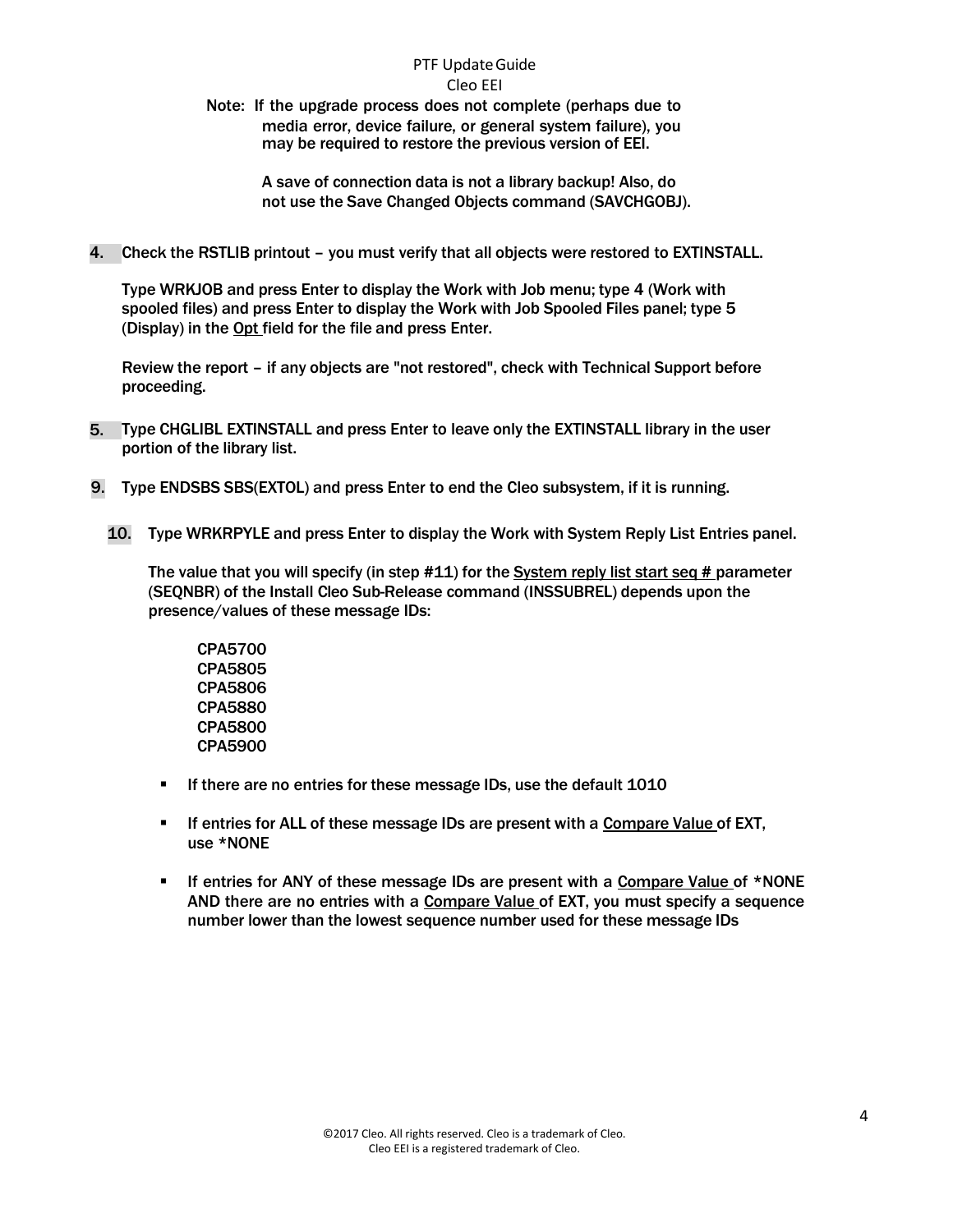Note: If the upgrade process does not complete (perhaps due to media error, device failure, or general system failure), you may be required to restore the previous version of EEI.

A save of connection data is not a library backup! Also, do not use the Save Changed Objects command (SAVCHGOBJ).

4. Check the RSTLIB printout – you must verify that all objects were restored to EXTINSTALL.

   Type WRKJOB and press Enter to display the Work with Job menu; type 4 (Work with spooled files) and press Enter to display the Work with Job Spooled Files panel; type 5 (Display) in the Opt field for the file and press Enter.

   Review the report – if any objects are "not restored", check with Technical Support before proceeding.

5. Type CHGLIBL EXTINSTALL and press Enter to leave only the EXTINSTALL library in the user portion of the library list.

9. Type ENDSBS SBS(EXTOL) and press Enter to end the Cleo subsystem, if it is running.

10. Type WRKRPYLE and press Enter to display the Work with System Reply List Entries panel.

    The value that you will specify (in step #11) for the System reply list start seq # parameter (SEQNBR) of the Install Cleo Sub-Release command (INSSUBREL) depends upon the presence/values of these message IDs:

    CPA5700
    CPA5805
    CPA5806
    CPA5880
    CPA5800
    CPA5900

    - If there are no entries for these message IDs, use the default 1010
    - If entries for ALL of these message IDs are present with a Compare Value of EXT, use *NONE
    - If entries for ANY of these message IDs are present with a Compare Value of *NONE AND there are no entries with a Compare Value of EXT, you must specify a sequence number lower than the lowest sequence number used for these message IDs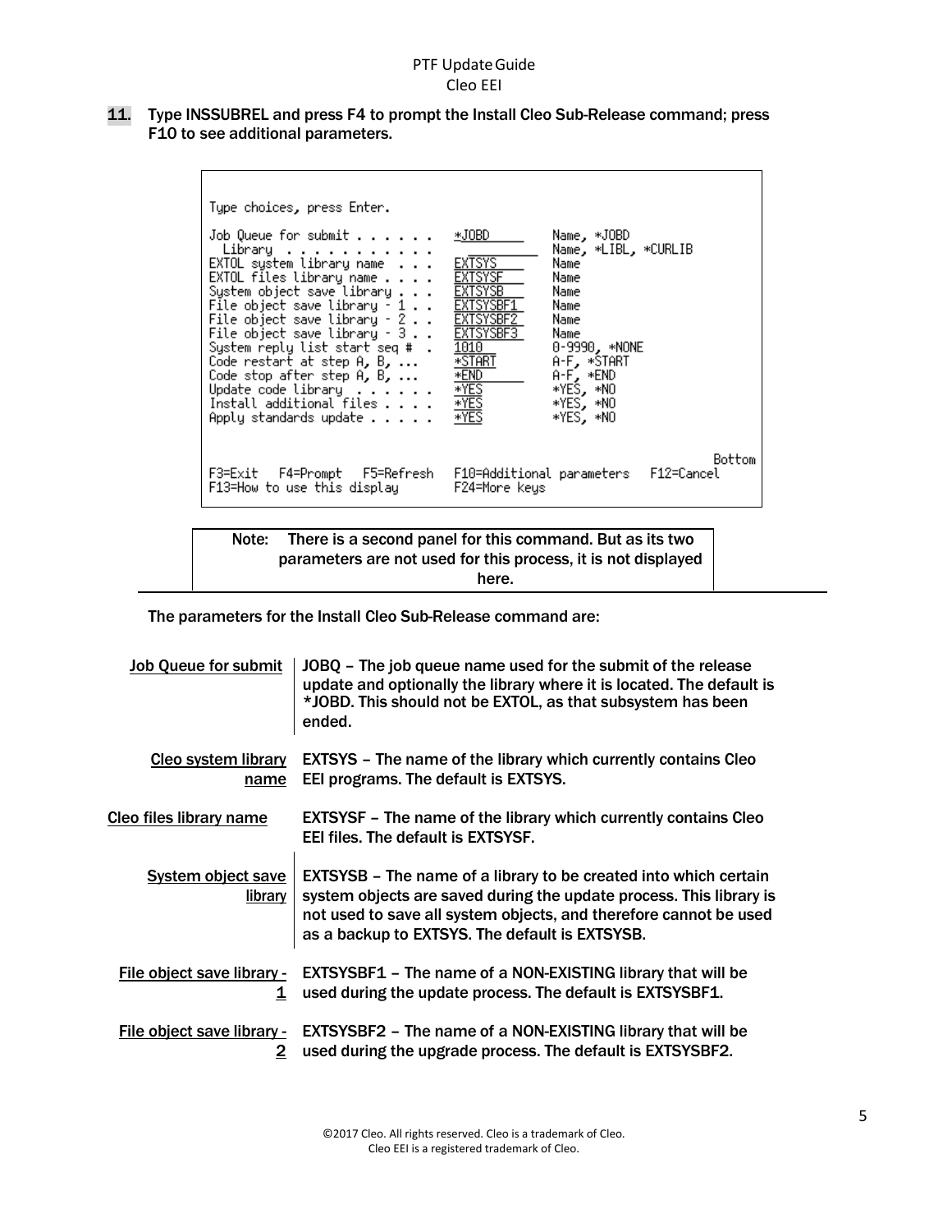11. Type INSSUBREL and press F4 to prompt the Install Cleo Sub-Release command; press F10 to see additional parameters.

```
Type choices, press Enter.

Job Queue for submit . . . . . .   *JOBD         Name, *JOBD
  Library  . . . . . . . . . . .                 Name, *LIBL, *CURLIB
EXTOL system library name  . . .   EXTSYS        Name
EXTOL files library name . . . .   EXTSYSF       Name
System object save library . . .   EXTSYSB       Name
File object save library - 1 . .   EXTSYSBF1     Name
File object save library - 2 . .   EXTSYSBF2     Name
File object save library - 3 . .   EXTSYSBF3     Name
System reply list start seq #  .   1010          0-9990, *NONE
Code restart at step A, B, ...     *START        A-F, *START
Code stop after step A, B, ...     *END          A-F, *END
Update code library  . . . . . .   *YES          *YES, *NO
Install additional files . . . .   *YES          *YES, *NO
Apply standards update . . . . .   *YES          *YES, *NO

                                                                        Bottom
F3=Exit   F4=Prompt   F5=Refresh   F10=Additional parameters   F12=Cancel
F13=How to use this display        F24=More keys
```

Note: There is a second panel for this command. But as its two parameters are not used for this process, it is not displayed here.

The parameters for the Install Cleo Sub-Release command are:

| | |
|---|---|
| Job Queue for submit | JOBQ – The job queue name used for the submit of the release update and optionally the library where it is located. The default is *JOBD. This should not be EXTOL, as that subsystem has been ended. |
| Cleo system library name | EXTSYS – The name of the library which currently contains Cleo EEI programs. The default is EXTSYS. |
| Cleo files library name | EXTSYSF – The name of the library which currently contains Cleo EEI files. The default is EXTSYSF. |
| System object save library | EXTSYSB – The name of a library to be created into which certain system objects are saved during the update process. This library is not used to save all system objects, and therefore cannot be used as a backup to EXTSYS. The default is EXTSYSB. |
| File object save library - 1 | EXTSYSBF1 – The name of a NON-EXISTING library that will be used during the update process. The default is EXTSYSBF1. |
| File object save library - 2 | EXTSYSBF2 – The name of a NON-EXISTING library that will be used during the upgrade process. The default is EXTSYSBF2. |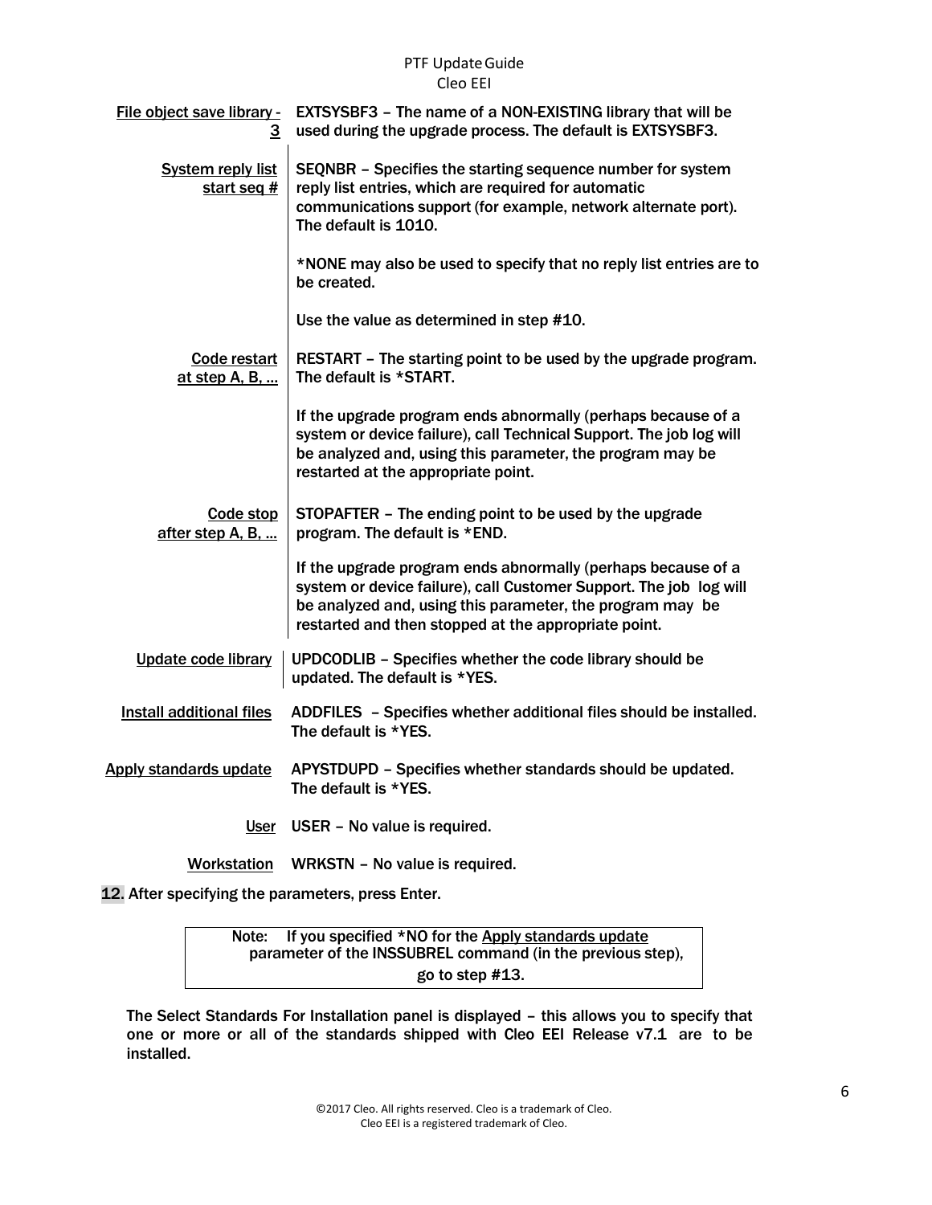| Parameter | Description |
|---|---|
| File object save library - 3 | EXTSYSBF3 – The name of a NON-EXISTING library that will be used during the upgrade process. The default is EXTSYSBF3. |
| System reply list start seq # | SEQNBR – Specifies the starting sequence number for system reply list entries, which are required for automatic communications support (for example, network alternate port). The default is 1010.<br><br>*NONE may also be used to specify that no reply list entries are to be created.<br><br>Use the value as determined in step #10. |
| Code restart at step A, B, … | RESTART – The starting point to be used by the upgrade program. The default is *START.<br><br>If the upgrade program ends abnormally (perhaps because of a system or device failure), call Technical Support. The job log will be analyzed and, using this parameter, the program may be restarted at the appropriate point. |
| Code stop after step A, B, … | STOPAFTER – The ending point to be used by the upgrade program. The default is *END.<br><br>If the upgrade program ends abnormally (perhaps because of a system or device failure), call Customer Support. The job log will be analyzed and, using this parameter, the program may be restarted and then stopped at the appropriate point. |
| Update code library | UPDCODLIB – Specifies whether the code library should be updated. The default is *YES. |
| Install additional files | ADDFILES – Specifies whether additional files should be installed. The default is *YES. |
| Apply standards update | APYSTDUPD – Specifies whether standards should be updated. The default is *YES. |
| User | USER – No value is required. |
| Workstation | WRKSTN – No value is required. |

12. After specifying the parameters, press Enter.

> Note: If you specified *NO for the Apply standards update parameter of the INSSUBREL command (in the previous step), go to step #13.

The Select Standards For Installation panel is displayed – this allows you to specify that one or more or all of the standards shipped with Cleo EEI Release v7.1 are to be installed.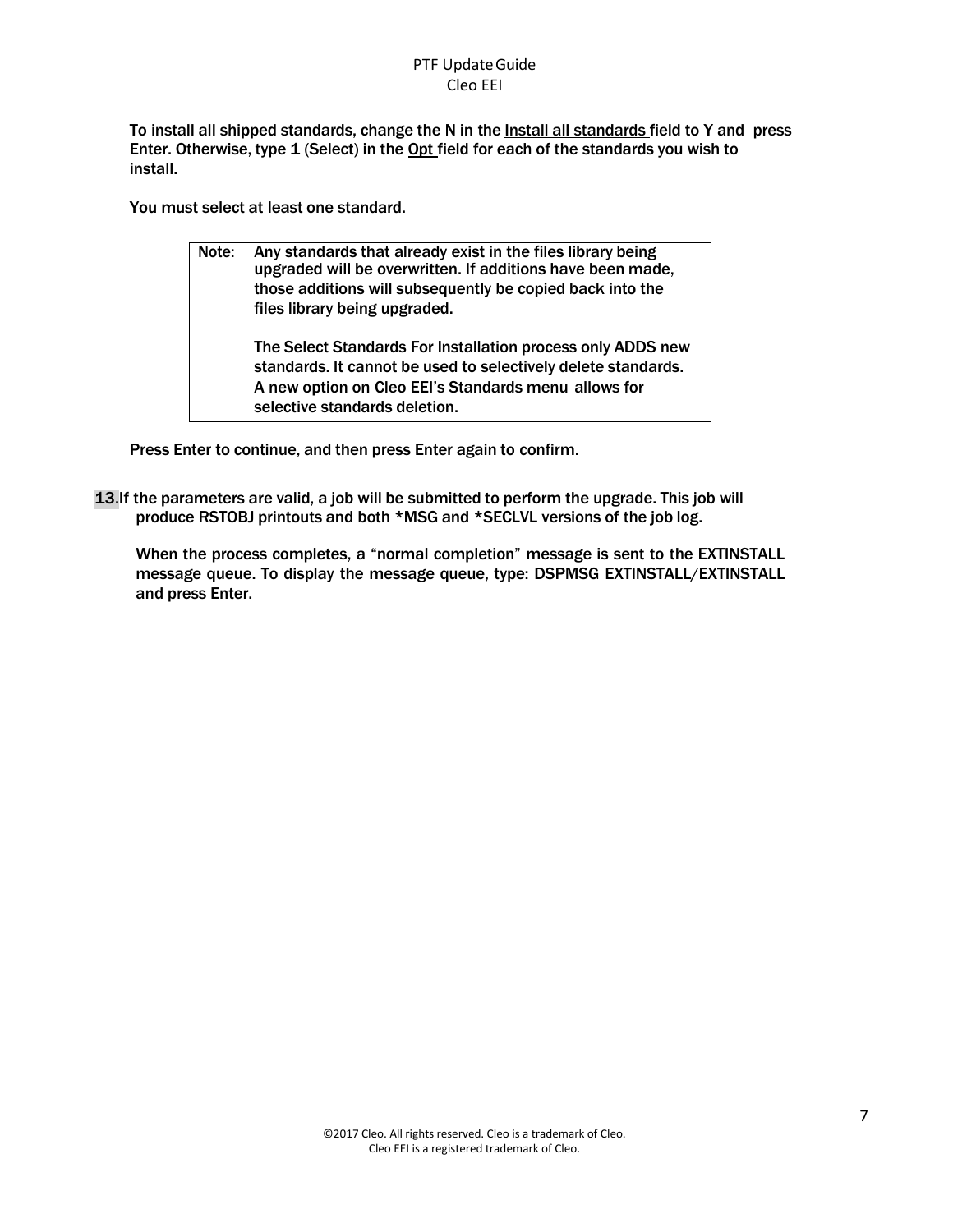To install all shipped standards, change the N in the Install all standards field to Y and press Enter. Otherwise, type 1 (Select) in the Opt field for each of the standards you wish to install.

You must select at least one standard.

> Note: Any standards that already exist in the files library being upgraded will be overwritten. If additions have been made, those additions will subsequently be copied back into the files library being upgraded.
>
> The Select Standards For Installation process only ADDS new standards. It cannot be used to selectively delete standards. A new option on Cleo EEI's Standards menu allows for selective standards deletion.

Press Enter to continue, and then press Enter again to confirm.

13. If the parameters are valid, a job will be submitted to perform the upgrade. This job will produce RSTOBJ printouts and both *MSG and *SECLVL versions of the job log.

    When the process completes, a "normal completion" message is sent to the EXTINSTALL message queue. To display the message queue, type: DSPMSG EXTINSTALL/EXTINSTALL and press Enter.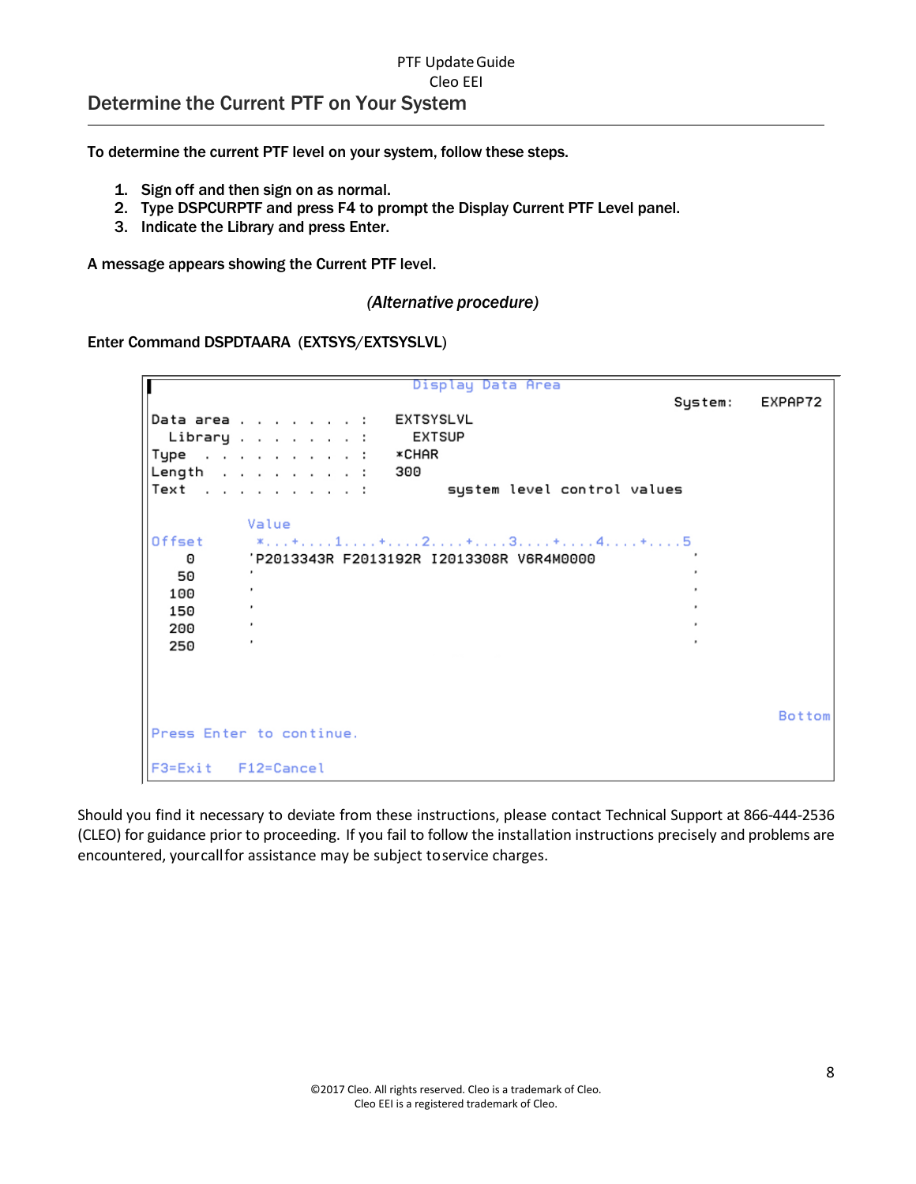## Determine the Current PTF on Your System

**To determine the current PTF level on your system, follow these steps.**

1. **Sign off and then sign on as normal.**
2. **Type DSPCURPTF and press F4 to prompt the Display Current PTF Level panel.**
3. **Indicate the Library and press Enter.**

**A message appears showing the Current PTF level.**

***(Alternative procedure)***

**Enter Command DSPDTAARA (EXTSYS/EXTSYSLVL)**

```
                              Display Data Area
                                                        System:   EXPAP72
Data area . . . . . . . :   EXTSYSLVL
  Library . . . . . . . :     EXTSUP
Type  . . . . . . . . . :   *CHAR
Length  . . . . . . . . :   300
Text  . . . . . . . . . :         system level control values

           Value
Offset      *...+....1....+....2....+....3....+....4....+....5
    0      'P2013343R F2013192R I2013308R V6R4M0000                 '
   50      '                                                        '
  100      '                                                        '
  150      '                                                        '
  200      '                                                        '
  250      '                                                        '

                                                                  Bottom
Press Enter to continue.

F3=Exit   F12=Cancel
```

Should you find it necessary to deviate from these instructions, please contact Technical Support at 866-444-2536 (CLEO) for guidance prior to proceeding. If you fail to follow the installation instructions precisely and problems are encountered, your call for assistance may be subject to service charges.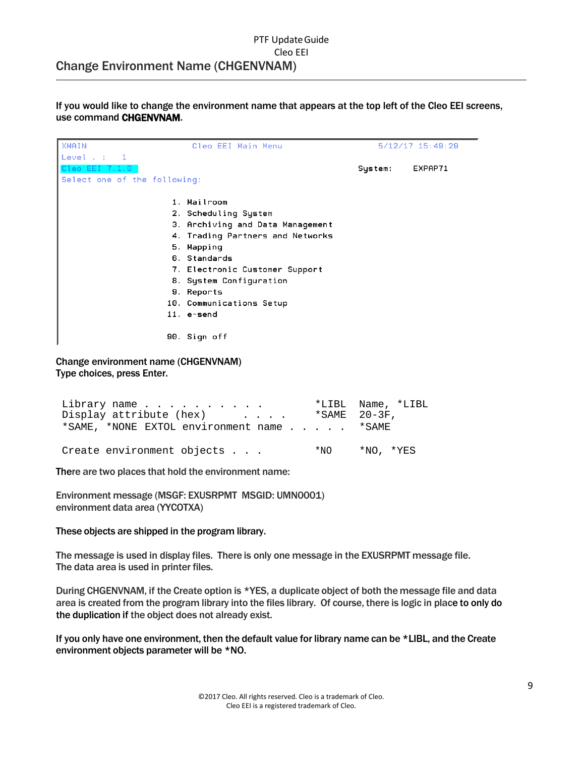## Change Environment Name (CHGENVNAM)

**If you would like to change the environment name that appears at the top left of the Cleo EEI screens, use command CHGENVNAM.**

```
XMAIN                      Cleo EEI Main Menu                    5/12/17 15:49:29
Level . :   1
Cleo EEI 7.1.0                                                  System:    EXPAP71
Select one of the following:

                          1. Mailroom
                          2. Scheduling System
                          3. Archiving and Data Management
                          4. Trading Partners and Networks
                          5. Mapping
                          6. Standards
                          7. Electronic Customer Support
                          8. System Configuration
                          9. Reports
                         10. Communications Setup
                         11. e-send

                         90. Sign off
```

**Change environment name (CHGENVNAM)**
**Type choices, press Enter.**

```
Library name . . . . . . . . . .       *LIBL   Name, *LIBL
Display attribute (hex)      . . . .   *SAME   20-3F,
*SAME, *NONE EXTOL environment name . . . . .  *SAME

Create environment objects . . .       *NO     *NO, *YES
```

**There are two places that hold the environment name:**

Environment message (MSGF: EXUSRPMT  MSGID: UMN0001)
environment data area (YYCOTXA)

**These objects are shipped in the program library.**

The message is used in display files. There is only one message in the EXUSRPMT message file.
The data area is used in printer files.

During CHGENVNAM, if the Create option is *YES, a duplicate object of both the message file and data area is created from the program library into the files library. Of course, there is logic in place **to only do the duplication if** the object does not already exist.

**If you only have one environment, then the default value for library name can be *LIBL, and the Create environment objects parameter will be *NO.**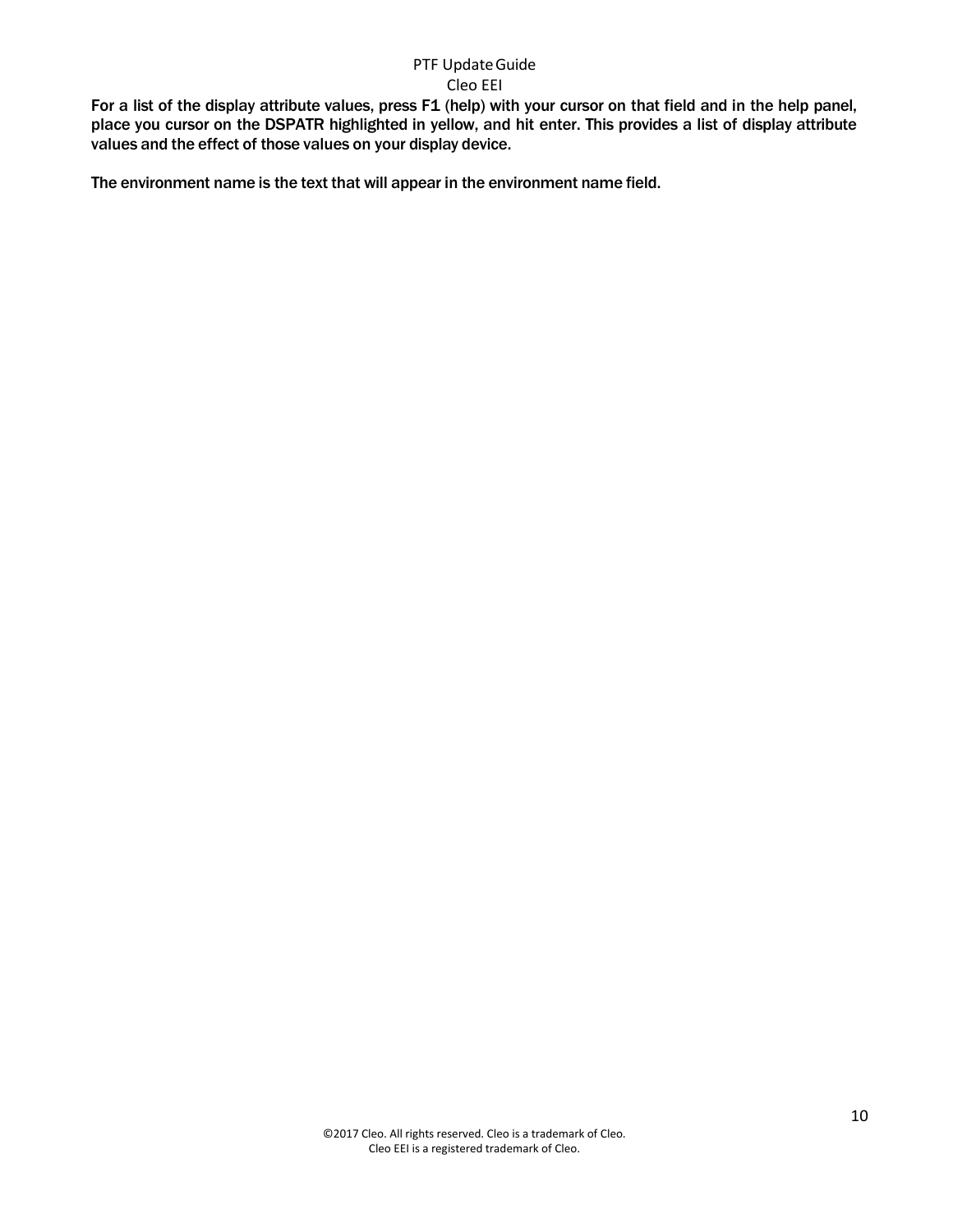For a list of the display attribute values, press F1 (help) with your cursor on that field and in the help panel, place you cursor on the DSPATR highlighted in yellow, and hit enter. This provides a list of display attribute values and the effect of those values on your display device.

The environment name is the text that will appear in the environment name field.